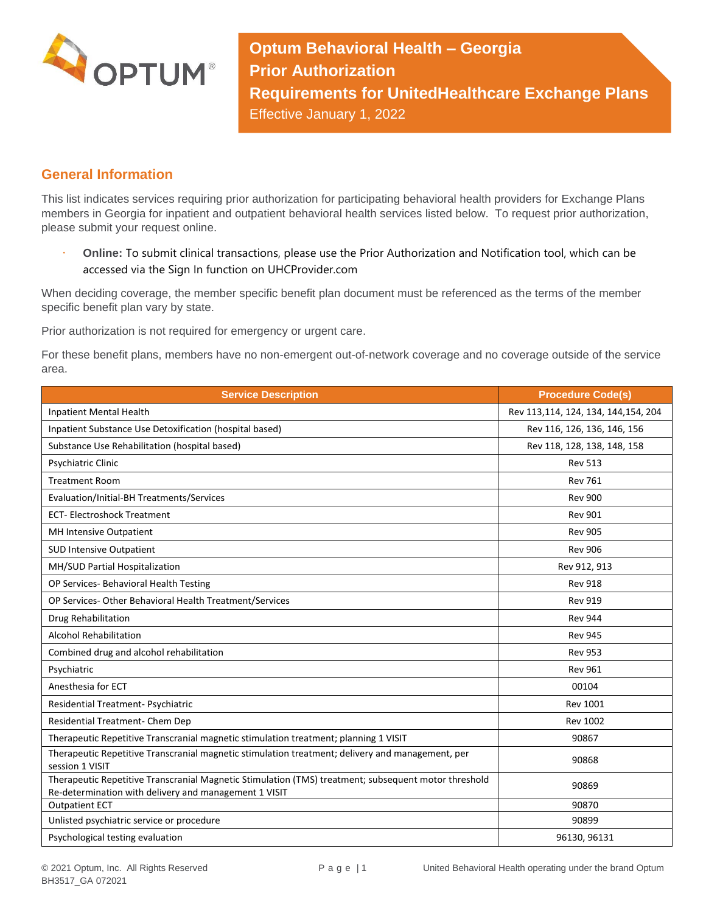# Optum Behavioral Health – Georgia
# Prior Authorization
# Requirements for UnitedHealthcare Exchange Plans

Effective January 1, 2022

## General Information

This list indicates services requiring prior authorization for participating behavioral health providers for Exchange Plans members in Georgia for inpatient and outpatient behavioral health services listed below. To request prior authorization, please submit your request online.

- **Online:** To submit clinical transactions, please use the Prior Authorization and Notification tool, which can be accessed via the Sign In function on UHCProvider.com

When deciding coverage, the member specific benefit plan document must be referenced as the terms of the member specific benefit plan vary by state.

Prior authorization is not required for emergency or urgent care.

For these benefit plans, members have no non-emergent out-of-network coverage and no coverage outside of the service area.

| Service Description | Procedure Code(s) |
|---|---|
| Inpatient Mental Health | Rev 113,114, 124, 134, 144,154, 204 |
| Inpatient Substance Use Detoxification (hospital based) | Rev 116, 126, 136, 146, 156 |
| Substance Use Rehabilitation (hospital based) | Rev 118, 128, 138, 148, 158 |
| Psychiatric Clinic | Rev 513 |
| Treatment Room | Rev 761 |
| Evaluation/Initial-BH Treatments/Services | Rev 900 |
| ECT- Electroshock Treatment | Rev 901 |
| MH Intensive Outpatient | Rev 905 |
| SUD Intensive Outpatient | Rev 906 |
| MH/SUD Partial Hospitalization | Rev 912, 913 |
| OP Services- Behavioral Health Testing | Rev 918 |
| OP Services- Other Behavioral Health Treatment/Services | Rev 919 |
| Drug Rehabilitation | Rev 944 |
| Alcohol Rehabilitation | Rev 945 |
| Combined drug and alcohol rehabilitation | Rev 953 |
| Psychiatric | Rev 961 |
| Anesthesia for ECT | 00104 |
| Residential Treatment- Psychiatric | Rev 1001 |
| Residential Treatment- Chem Dep | Rev 1002 |
| Therapeutic Repetitive Transcranial magnetic stimulation treatment; planning 1 VISIT | 90867 |
| Therapeutic Repetitive Transcranial magnetic stimulation treatment; delivery and management, per session 1 VISIT | 90868 |
| Therapeutic Repetitive Transcranial Magnetic Stimulation (TMS) treatment; subsequent motor threshold Re-determination with delivery and management 1 VISIT | 90869 |
| Outpatient ECT | 90870 |
| Unlisted psychiatric service or procedure | 90899 |
| Psychological testing evaluation | 96130, 96131 |

© 2021 Optum, Inc. All Rights Reserved
BH3517_GA 072021

United Behavioral Health operating under the brand Optum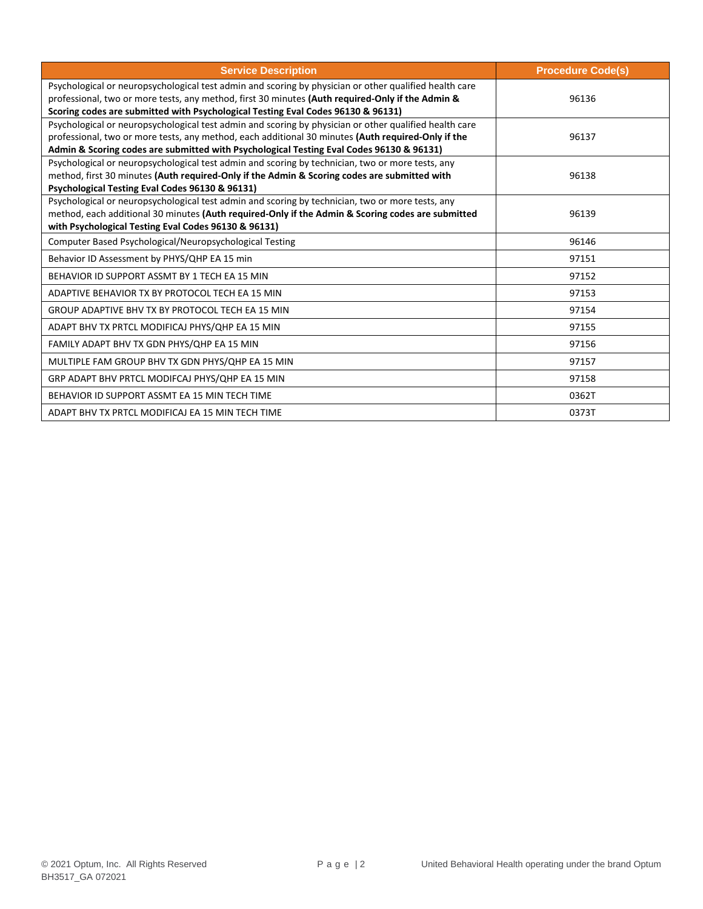| Service Description | Procedure Code(s) |
|---|---|
| Psychological or neuropsychological test admin and scoring by physician or other qualified health care professional, two or more tests, any method, first 30 minutes **(Auth required-Only if the Admin & Scoring codes are submitted with Psychological Testing Eval Codes 96130 & 96131)** | 96136 |
| Psychological or neuropsychological test admin and scoring by physician or other qualified health care professional, two or more tests, any method, each additional 30 minutes **(Auth required-Only if the Admin & Scoring codes are submitted with Psychological Testing Eval Codes 96130 & 96131)** | 96137 |
| Psychological or neuropsychological test admin and scoring by technician, two or more tests, any method, first 30 minutes **(Auth required-Only if the Admin & Scoring codes are submitted with Psychological Testing Eval Codes 96130 & 96131)** | 96138 |
| Psychological or neuropsychological test admin and scoring by technician, two or more tests, any method, each additional 30 minutes **(Auth required-Only if the Admin & Scoring codes are submitted with Psychological Testing Eval Codes 96130 & 96131)** | 96139 |
| Computer Based Psychological/Neuropsychological Testing | 96146 |
| Behavior ID Assessment by PHYS/QHP EA 15 min | 97151 |
| BEHAVIOR ID SUPPORT ASSMT BY 1 TECH EA 15 MIN | 97152 |
| ADAPTIVE BEHAVIOR TX BY PROTOCOL TECH EA 15 MIN | 97153 |
| GROUP ADAPTIVE BHV TX BY PROTOCOL TECH EA 15 MIN | 97154 |
| ADAPT BHV TX PRTCL MODIFICAJ PHYS/QHP EA 15 MIN | 97155 |
| FAMILY ADAPT BHV TX GDN PHYS/QHP EA 15 MIN | 97156 |
| MULTIPLE FAM GROUP BHV TX GDN PHYS/QHP EA 15 MIN | 97157 |
| GRP ADAPT BHV PRTCL MODIFCAJ PHYS/QHP EA 15 MIN | 97158 |
| BEHAVIOR ID SUPPORT ASSMT EA 15 MIN TECH TIME | 0362T |
| ADAPT BHV TX PRTCL MODIFICAJ EA 15 MIN TECH TIME | 0373T |

© 2021 Optum, Inc. All Rights Reserved
BH3517_GA 072021

United Behavioral Health operating under the brand Optum